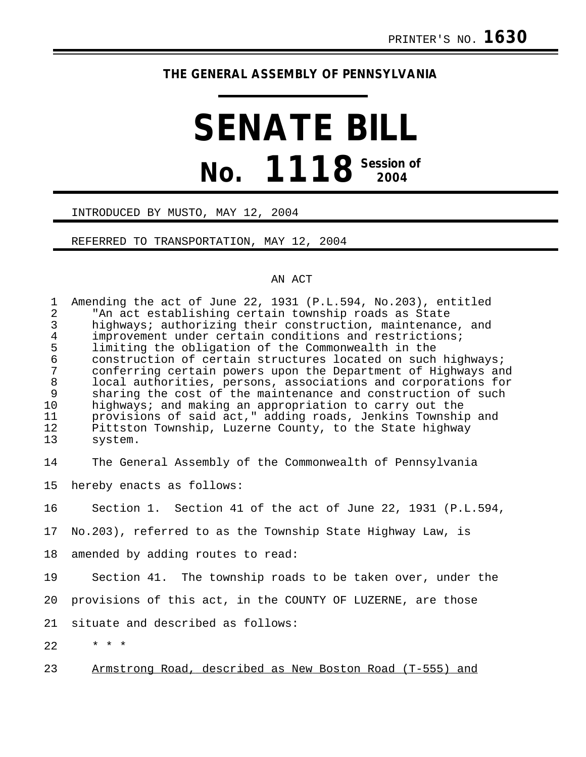PRINTER'S NO. **1630**

**THE GENERAL ASSEMBLY OF PENNSYLVANIA**

# SENATE BILL

# No. 1118 Session of 2004

INTRODUCED BY MUSTO, MAY 12, 2004

REFERRED TO TRANSPORTATION, MAY 12, 2004

AN ACT

Amending the act of June 22, 1931 (P.L.594, No.203), entitled "An act establishing certain township roads as State highways; authorizing their construction, maintenance, and improvement under certain conditions and restrictions; limiting the obligation of the Commonwealth in the construction of certain structures located on such highways; conferring certain powers upon the Department of Highways and local authorities, persons, associations and corporations for sharing the cost of the maintenance and construction of such highways; and making an appropriation to carry out the provisions of said act," adding roads, Jenkins Township and Pittston Township, Luzerne County, to the State highway system.

The General Assembly of the Commonwealth of Pennsylvania hereby enacts as follows:

Section 1. Section 41 of the act of June 22, 1931 (P.L.594, No.203), referred to as the Township State Highway Law, is amended by adding routes to read:

Section 41. The township roads to be taken over, under the provisions of this act, in the COUNTY OF LUZERNE, are those situate and described as follows:

\* \* \*

<u>Armstrong Road, described as New Boston Road (T-555) and</u>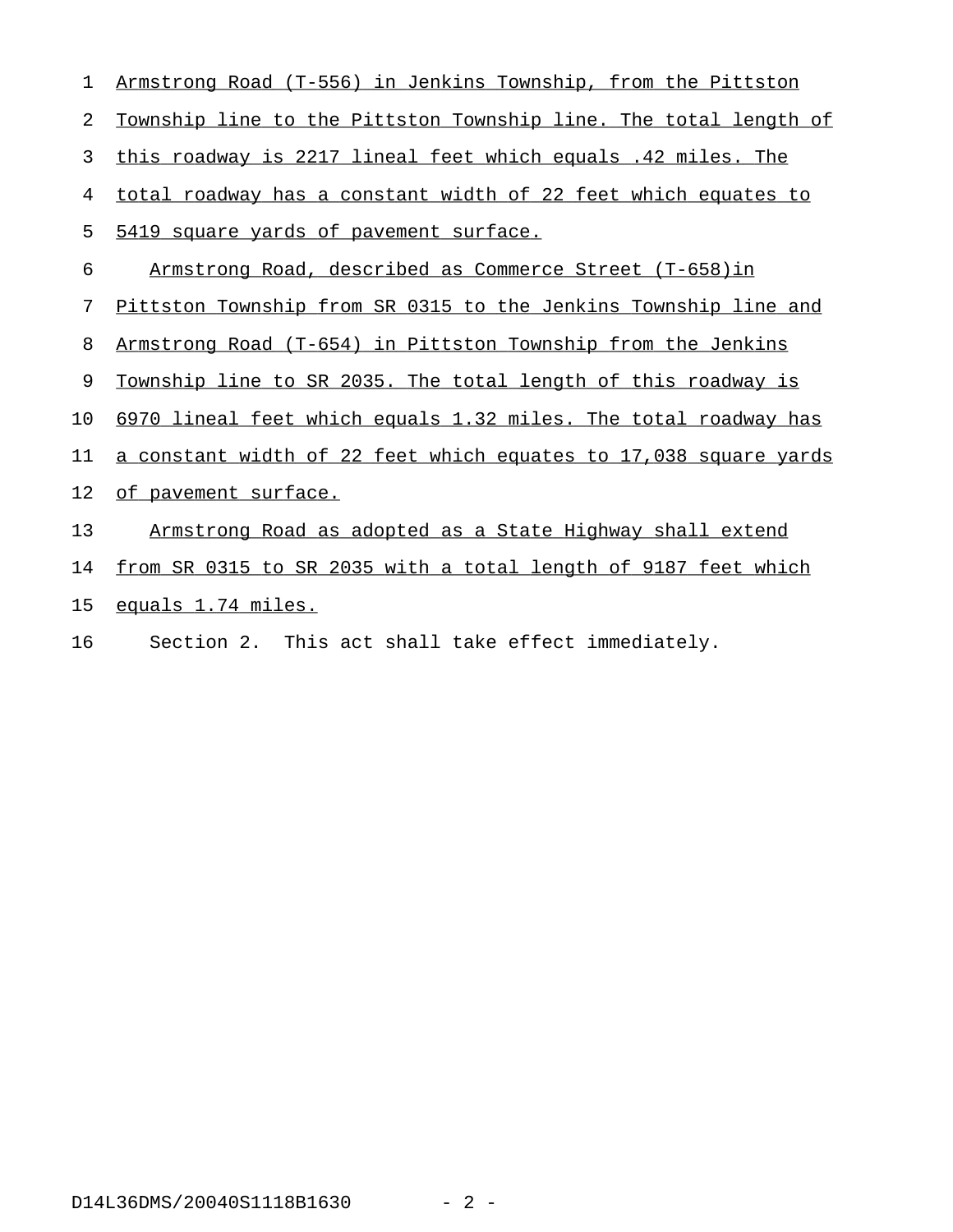Armstrong Road (T-556) in Jenkins Township, from the Pittston Township line to the Pittston Township line. The total length of this roadway is 2217 lineal feet which equals .42 miles. The total roadway has a constant width of 22 feet which equates to 5419 square yards of pavement surface.

Armstrong Road, described as Commerce Street (T-658)in Pittston Township from SR 0315 to the Jenkins Township line and Armstrong Road (T-654) in Pittston Township from the Jenkins Township line to SR 2035. The total length of this roadway is 6970 lineal feet which equals 1.32 miles. The total roadway has a constant width of 22 feet which equates to 17,038 square yards of pavement surface.

Armstrong Road as adopted as a State Highway shall extend from SR 0315 to SR 2035 with a total length of 9187 feet which equals 1.74 miles.

Section 2. This act shall take effect immediately.

D14L36DMS/20040S1118B1630